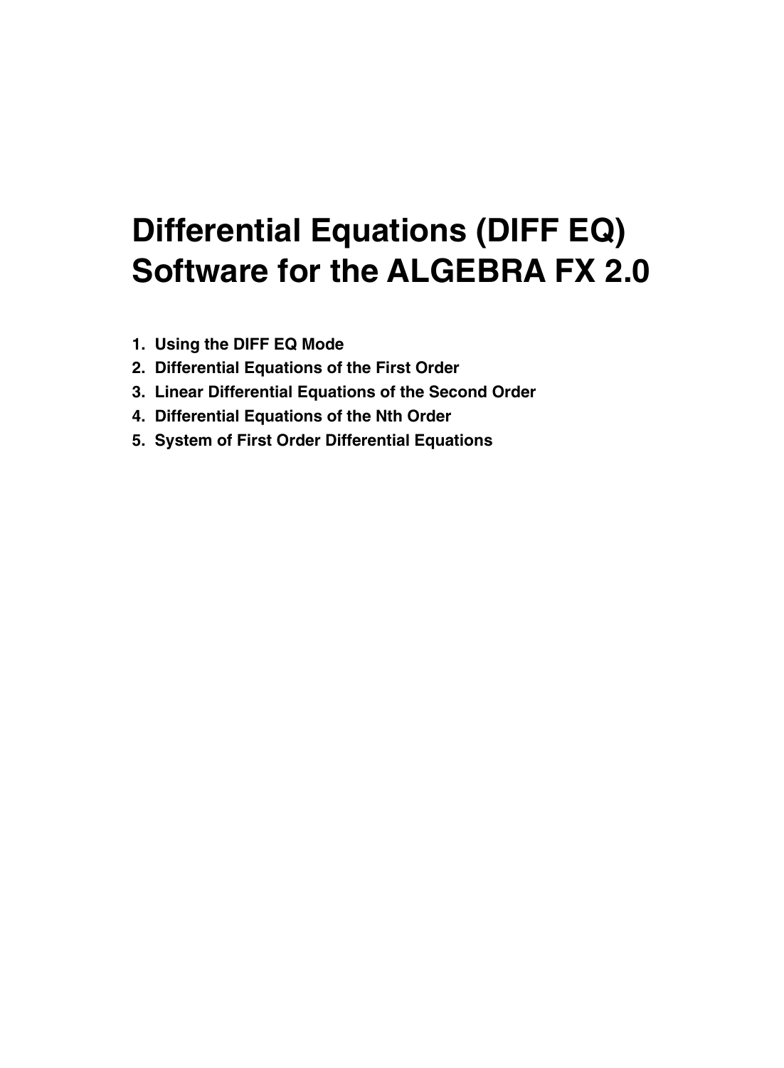# Differential Equations (DIFF EQ) Software for the ALGEBRA FX 2.0

1. **Using the DIFF EQ Mode**
2. **Differential Equations of the First Order**
3. **Linear Differential Equations of the Second Order**
4. **Differential Equations of the Nth Order**
5. **System of First Order Differential Equations**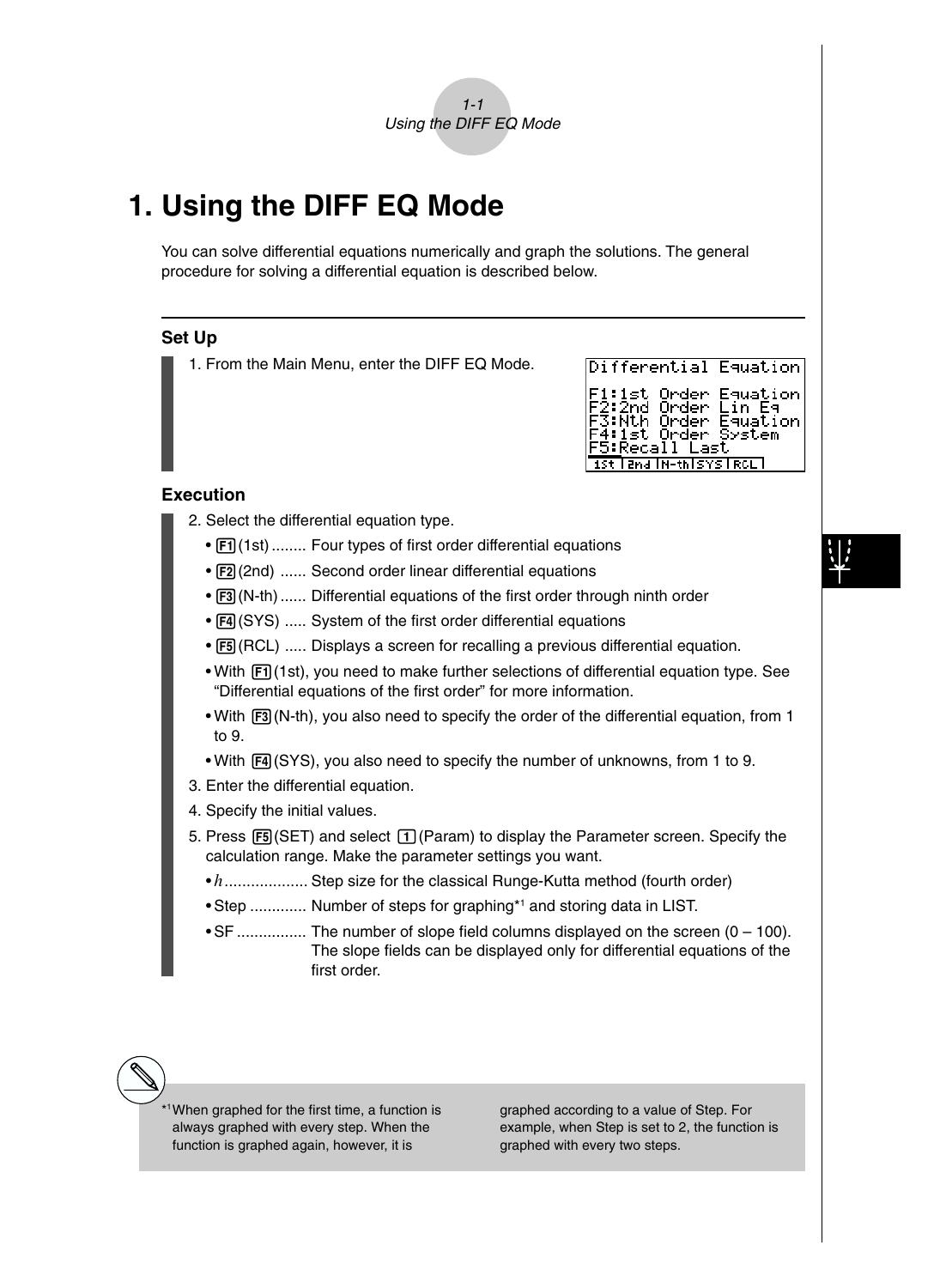# 1. Using the DIFF EQ Mode

You can solve differential equations numerically and graph the solutions. The general procedure for solving a differential equation is described below.

### Set Up

1. From the Main Menu, enter the DIFF EQ Mode.

```
Differential Equation

F1:1st Order Equation
F2:2nd Order Lin Eq
F3:Nth Order Equation
F4:1st Order System
F5:Recall Last
1st |2nd |N-th|SYS |RCL
```

### Execution

2. Select the differential equation type.
   - F1 (1st) ........ Four types of first order differential equations
   - F2 (2nd) ...... Second order linear differential equations
   - F3 (N-th) ...... Differential equations of the first order through ninth order
   - F4 (SYS) ..... System of the first order differential equations
   - F5 (RCL) ..... Displays a screen for recalling a previous differential equation.
   - With F1 (1st), you need to make further selections of differential equation type. See "Differential equations of the first order" for more information.
   - With F3 (N-th), you also need to specify the order of the differential equation, from 1 to 9.
   - With F4 (SYS), you also need to specify the number of unknowns, from 1 to 9.
3. Enter the differential equation.
4. Specify the initial values.
5. Press F5 (SET) and select 1 (Param) to display the Parameter screen. Specify the calculation range. Make the parameter settings you want.
   - $h$ .................. Step size for the classical Runge-Kutta method (fourth order)
   - Step ............. Number of steps for graphing[*1] and storing data in LIST.
   - SF ................ The number of slope field columns displayed on the screen (0 – 100). The slope fields can be displayed only for differential equations of the first order.

[*1] When graphed for the first time, a function is always graphed with every step. When the function is graphed again, however, it is graphed according to a value of Step. For example, when Step is set to 2, the function is graphed with every two steps.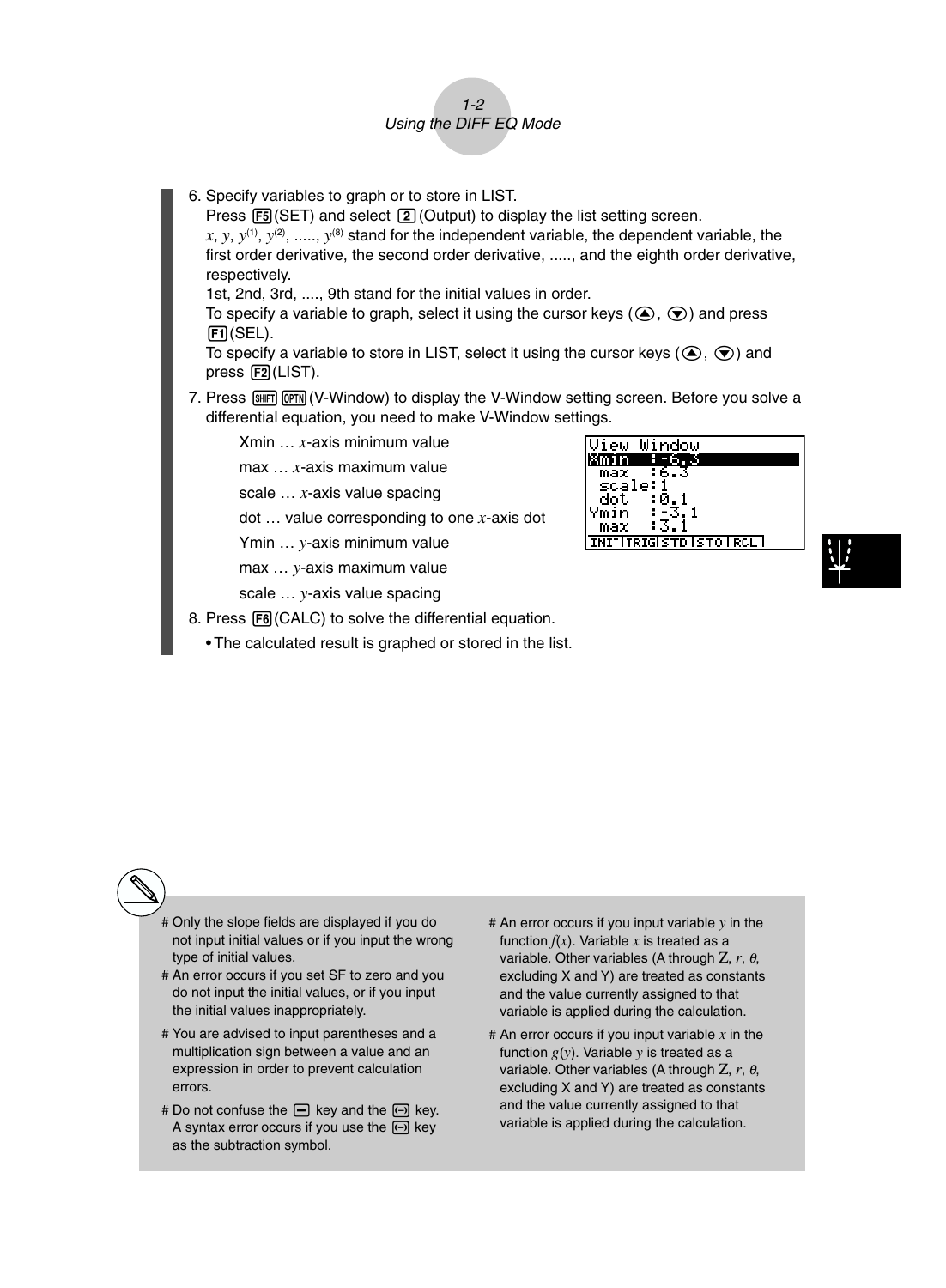6. Specify variables to graph or to store in LIST.
   Press F5(SET) and select 2(Output) to display the list setting screen.
   $x$, $y$, $y^{(1)}$, $y^{(2)}$, ....., $y^{(8)}$ stand for the independent variable, the dependent variable, the first order derivative, the second order derivative, ....., and the eighth order derivative, respectively.
   1st, 2nd, 3rd, ...., 9th stand for the initial values in order.
   To specify a variable to graph, select it using the cursor keys (▲, ▼) and press F1(SEL).
   To specify a variable to store in LIST, select it using the cursor keys (▲, ▼) and press F2(LIST).

7. Press SHIFT OPTN(V-Window) to display the V-Window setting screen. Before you solve a differential equation, you need to make V-Window settings.

   Xmin … $x$-axis minimum value

   max … $x$-axis maximum value

   scale … $x$-axis value spacing

   dot … value corresponding to one $x$-axis dot

   Ymin … $y$-axis minimum value

   max … $y$-axis maximum value

   scale … $y$-axis value spacing

```
View Window
Xmin  :-6.3
 max  :6.3
 scale:1
 dot  :0.1
Ymin  :-3.1
 max  :3.1
INIT|TRIG|STD|STO|RCL
```

8. Press F6(CALC) to solve the differential equation.
   - The calculated result is graphed or stored in the list.

# Only the slope fields are displayed if you do not input initial values or if you input the wrong type of initial values.

# An error occurs if you set SF to zero and you do not input the initial values, or if you input the initial values inappropriately.

# You are advised to input parentheses and a multiplication sign between a value and an expression in order to prevent calculation errors.

# Do not confuse the − key and the (−) key. A syntax error occurs if you use the (−) key as the subtraction symbol.

# An error occurs if you input variable $y$ in the function $f(x)$. Variable $x$ is treated as a variable. Other variables (A through Z, $r$, $\theta$, excluding X and Y) are treated as constants and the value currently assigned to that variable is applied during the calculation.

# An error occurs if you input variable $x$ in the function $g(y)$. Variable $y$ is treated as a variable. Other variables (A through Z, $r$, $\theta$, excluding X and Y) are treated as constants and the value currently assigned to that variable is applied during the calculation.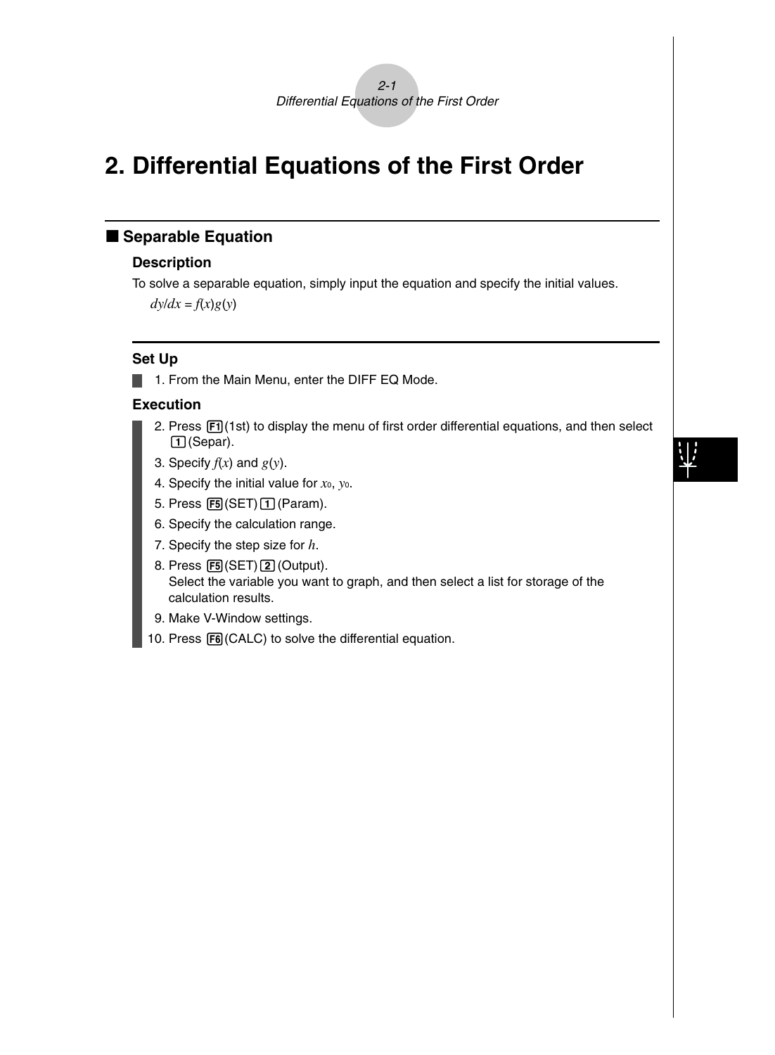# 2. Differential Equations of the First Order

## ■ Separable Equation

### Description

To solve a separable equation, simply input the equation and specify the initial values.

$dy/dx = f(x)g(y)$

### Set Up

1. From the Main Menu, enter the DIFF EQ Mode.

### Execution

2. Press F1(1st) to display the menu of first order differential equations, and then select 1(Separ).
3. Specify $f(x)$ and $g(y)$.
4. Specify the initial value for $x_0$, $y_0$.
5. Press F5(SET)1(Param).
6. Specify the calculation range.
7. Specify the step size for $h$.
8. Press F5(SET)2(Output).
   Select the variable you want to graph, and then select a list for storage of the calculation results.
9. Make V-Window settings.
10. Press F6(CALC) to solve the differential equation.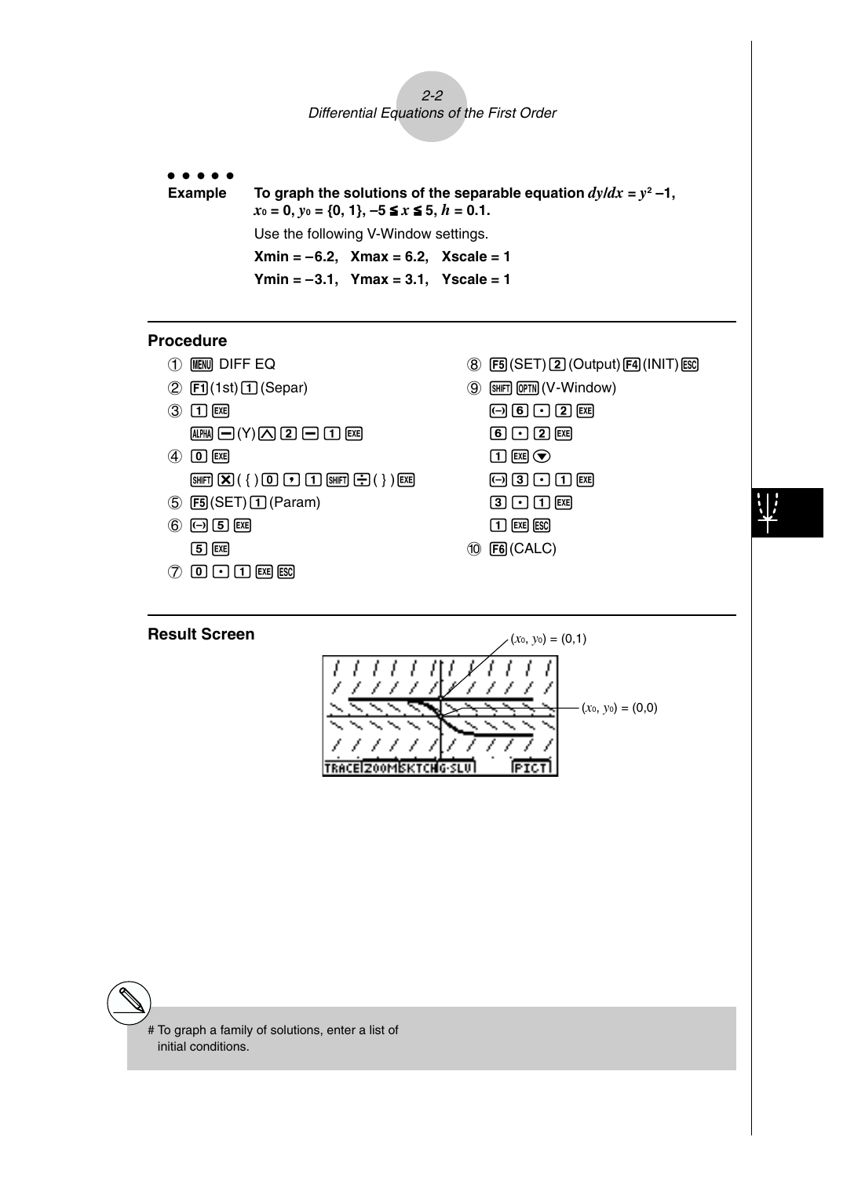**Example** **To graph the solutions of the separable equation $dy/dx = y^2 - 1$, $x_0 = 0$, $y_0 = \{0, 1\}$, $-5 \leqq x \leqq 5$, $h = 0.1$.**

Use the following V-Window settings.

**Xmin = −6.2, Xmax = 6.2, Xscale = 1**

**Ymin = −3.1, Ymax = 3.1, Yscale = 1**

## Procedure

1. MENU DIFF EQ
2. F1(1st) 1(Separ)
3. 1 EXE
   ALPHA −(Y) ^ 2 − 1 EXE
4. 0 EXE
   SHIFT ×( { ) 0 , 1 SHIFT ÷( } ) EXE
5. F5(SET) 1(Param)
6. (−) 5 EXE
   5 EXE
7. 0 . 1 EXE ESC
8. F5(SET) 2(Output) F4(INIT) ESC
9. SHIFT OPTN(V-Window)
   (−) 6 . 2 EXE
   6 . 2 EXE
   1 EXE ▼
   (−) 3 . 1 EXE
   3 . 1 EXE
   1 EXE ESC
10. F6(CALC)

## Result Screen

$(x_0, y_0) = (0,1)$

$(x_0, y_0) = (0,0)$

TRACE | ZOOM | SKTCH | G-SLV | PICT

# To graph a family of solutions, enter a list of initial conditions.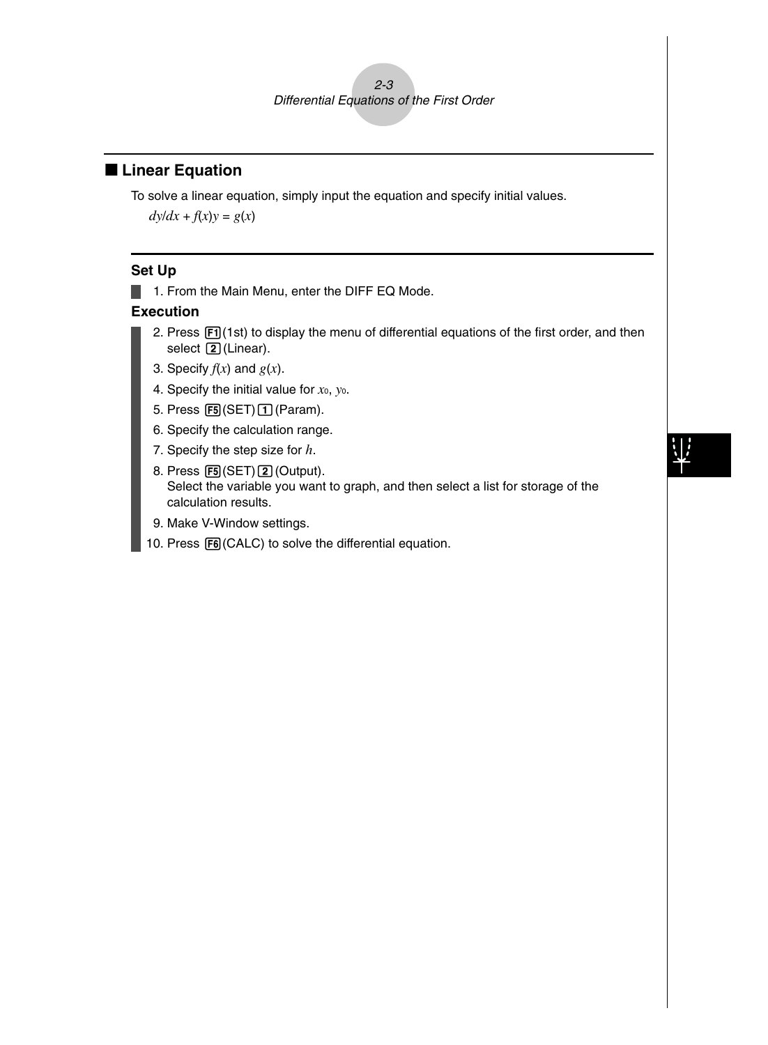## Linear Equation

To solve a linear equation, simply input the equation and specify initial values.

$dy/dx + f(x)y = g(x)$

### Set Up

1. From the Main Menu, enter the DIFF EQ Mode.

### Execution

2. Press F1(1st) to display the menu of differential equations of the first order, and then select 2(Linear).
3. Specify $f(x)$ and $g(x)$.
4. Specify the initial value for $x_0$, $y_0$.
5. Press F5(SET)1(Param).
6. Specify the calculation range.
7. Specify the step size for $h$.
8. Press F5(SET)2(Output).
   Select the variable you want to graph, and then select a list for storage of the calculation results.
9. Make V-Window settings.
10. Press F6(CALC) to solve the differential equation.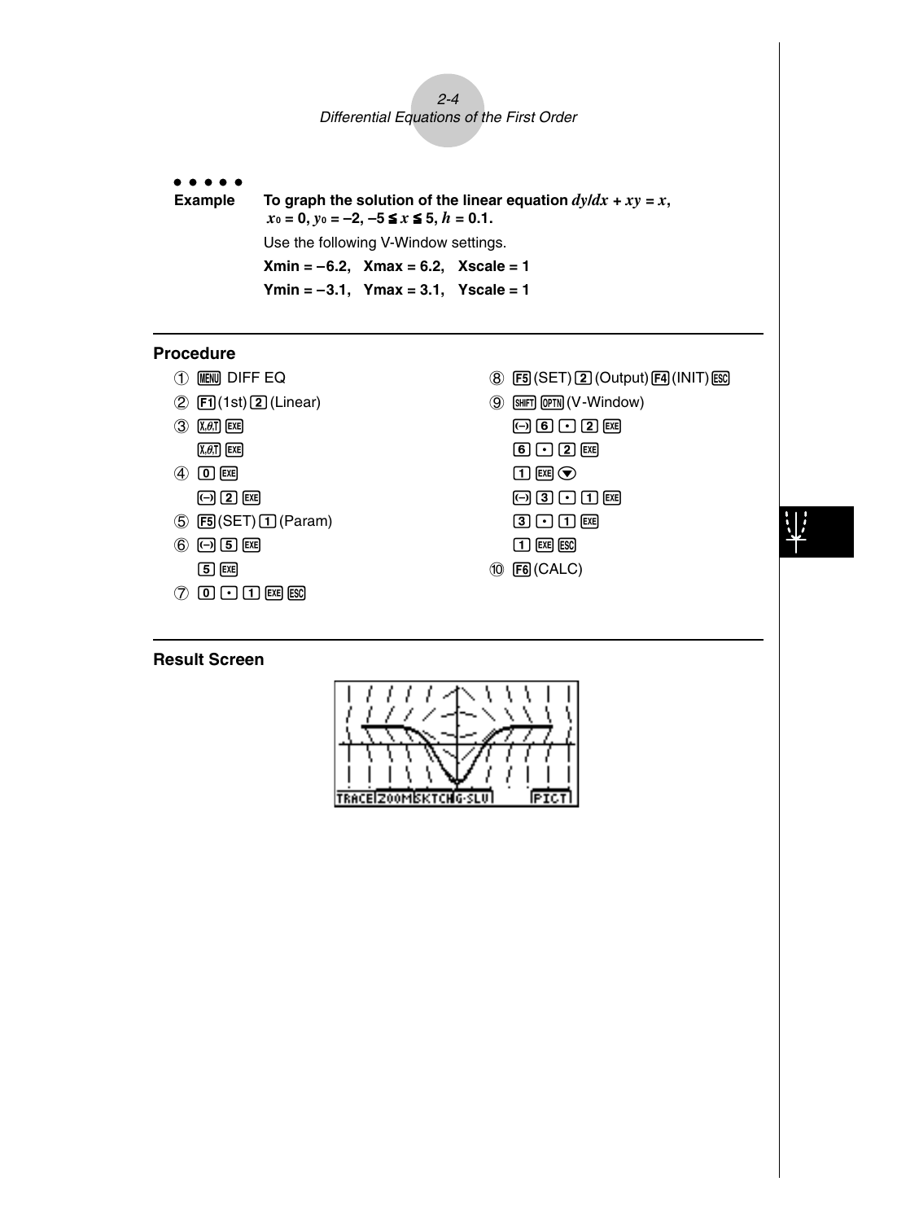● ● ● ● ●

**Example** **To graph the solution of the linear equation $dy/dx + xy = x$, $x_0 = 0$, $y_0 = -2$, $-5 \leqq x \leqq 5$, $h = 0.1$.**

Use the following V-Window settings.

**Xmin = –6.2, Xmax = 6.2, Xscale = 1**

**Ymin = –3.1, Ymax = 3.1, Yscale = 1**

### Procedure

① MENU DIFF EQ

② F1 (1st) 2 (Linear)

③ X,θ,T EXE

X,θ,T EXE

④ 0 EXE

(–) 2 EXE

⑤ F5 (SET) 1 (Param)

⑥ (–) 5 EXE

5 EXE

⑦ 0 . 1 EXE ESC

⑧ F5 (SET) 2 (Output) F4 (INIT) ESC

⑨ SHIFT OPTN (V-Window)

(–) 6 . 2 EXE

6 . 2 EXE

1 EXE ▼

(–) 3 . 1 EXE

3 . 1 EXE

1 EXE ESC

⑩ F6 (CALC)

### Result Screen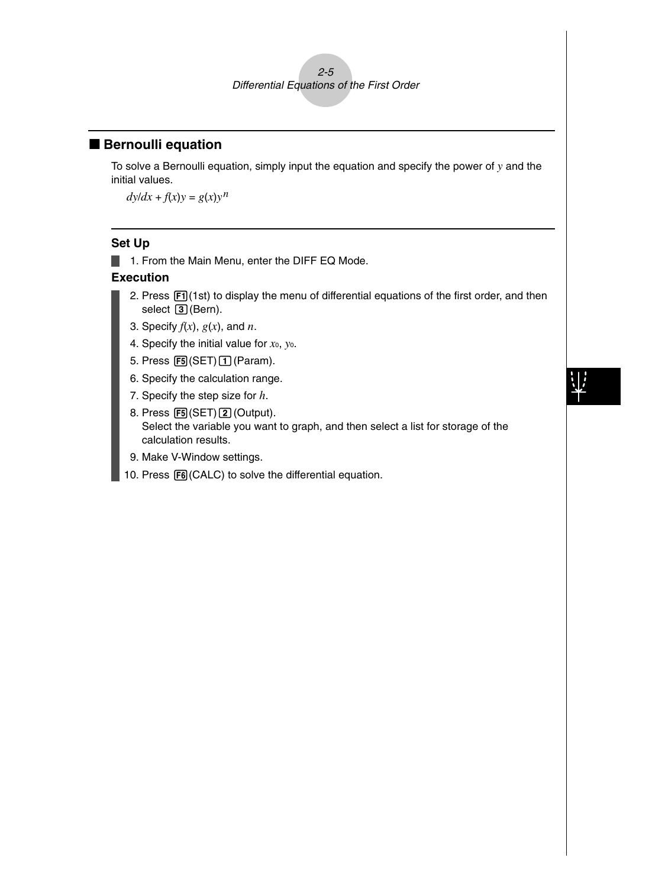## ■ Bernoulli equation

To solve a Bernoulli equation, simply input the equation and specify the power of $y$ and the initial values.

$dy/dx + f(x)y = g(x)y^n$

### Set Up

1. From the Main Menu, enter the DIFF EQ Mode.

### Execution

2. Press F1(1st) to display the menu of differential equations of the first order, and then select 3(Bern).
3. Specify $f(x)$, $g(x)$, and $n$.
4. Specify the initial value for $x_0$, $y_0$.
5. Press F5(SET) 1(Param).
6. Specify the calculation range.
7. Specify the step size for $h$.
8. Press F5(SET) 2(Output).
   Select the variable you want to graph, and then select a list for storage of the calculation results.
9. Make V-Window settings.
10. Press F6(CALC) to solve the differential equation.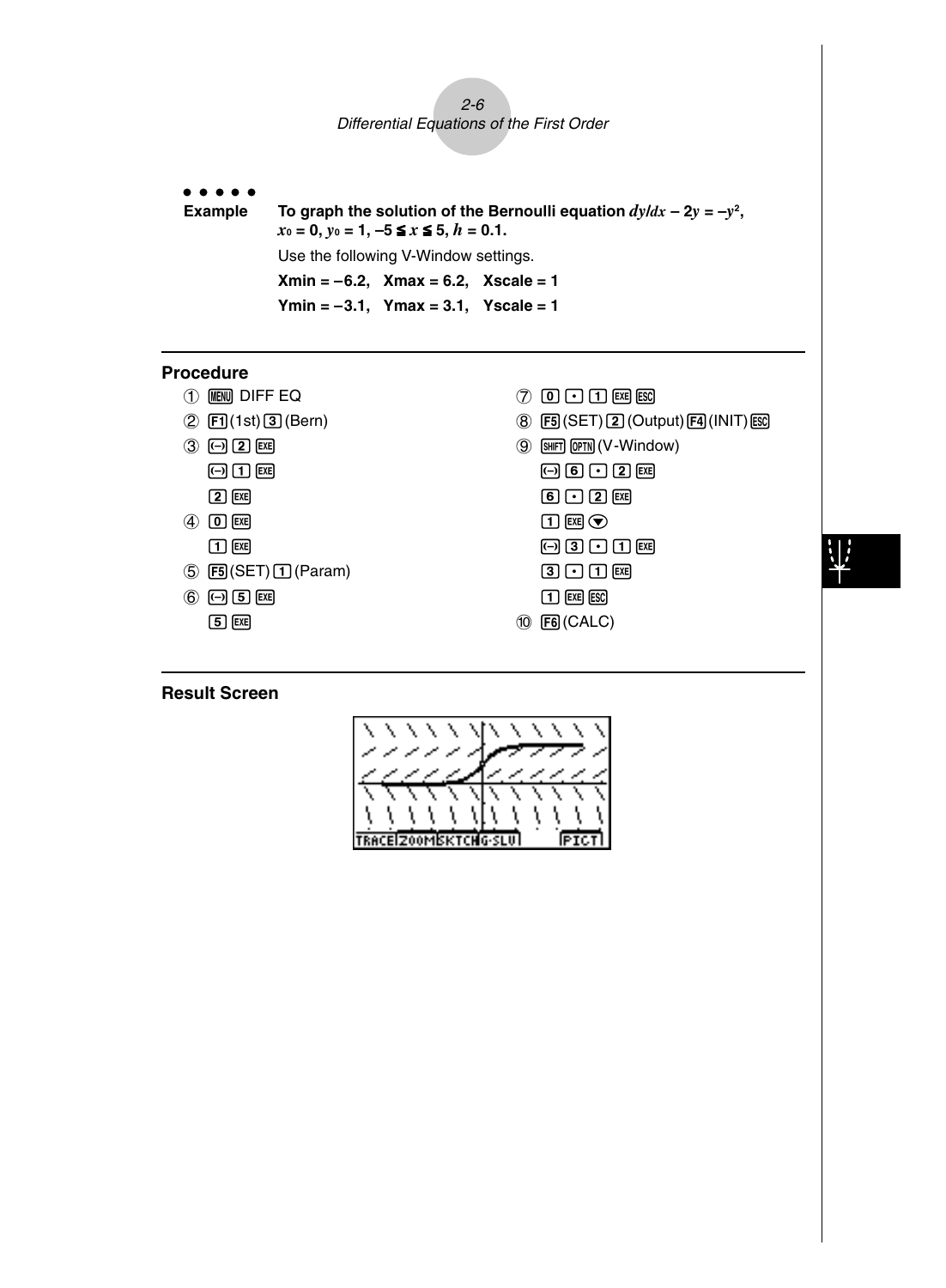●●●●●

**Example** **To graph the solution of the Bernoulli equation $dy/dx - 2y = -y^2$, $x_0 = 0$, $y_0 = 1$, $-5 \leqq x \leqq 5$, $h = 0.1$.**

Use the following V-Window settings.

**Xmin = –6.2, Xmax = 6.2, Xscale = 1**

**Ymin = –3.1, Ymax = 3.1, Yscale = 1**

## Procedure

1. MENU DIFF EQ
2. F1 (1st) 3 (Bern)
3. (–) 2 EXE
   (–) 1 EXE
   2 EXE
4. 0 EXE
   1 EXE
5. F5 (SET) 1 (Param)
6. (–) 5 EXE
   5 EXE
7. 0 . 1 EXE ESC
8. F5 (SET) 2 (Output) F4 (INIT) ESC
9. SHIFT OPTN (V-Window)
   (–) 6 . 2 EXE
   6 . 2 EXE
   1 EXE ▼
   (–) 3 . 1 EXE
   3 . 1 EXE
   1 EXE ESC
10. F6 (CALC)

## Result Screen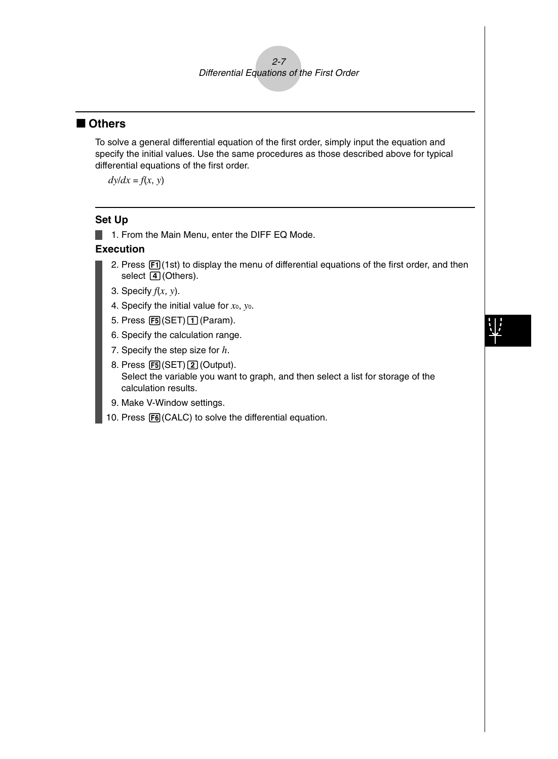## ■ Others

To solve a general differential equation of the first order, simply input the equation and specify the initial values. Use the same procedures as those described above for typical differential equations of the first order.

$dy/dx = f(x, y)$

### Set Up

1. From the Main Menu, enter the DIFF EQ Mode.

### Execution

2. Press F1 (1st) to display the menu of differential equations of the first order, and then select 4 (Others).
3. Specify $f(x, y)$.
4. Specify the initial value for $x_0$, $y_0$.
5. Press F5 (SET) 1 (Param).
6. Specify the calculation range.
7. Specify the step size for $h$.
8. Press F5 (SET) 2 (Output).
   Select the variable you want to graph, and then select a list for storage of the calculation results.
9. Make V-Window settings.
10. Press F6 (CALC) to solve the differential equation.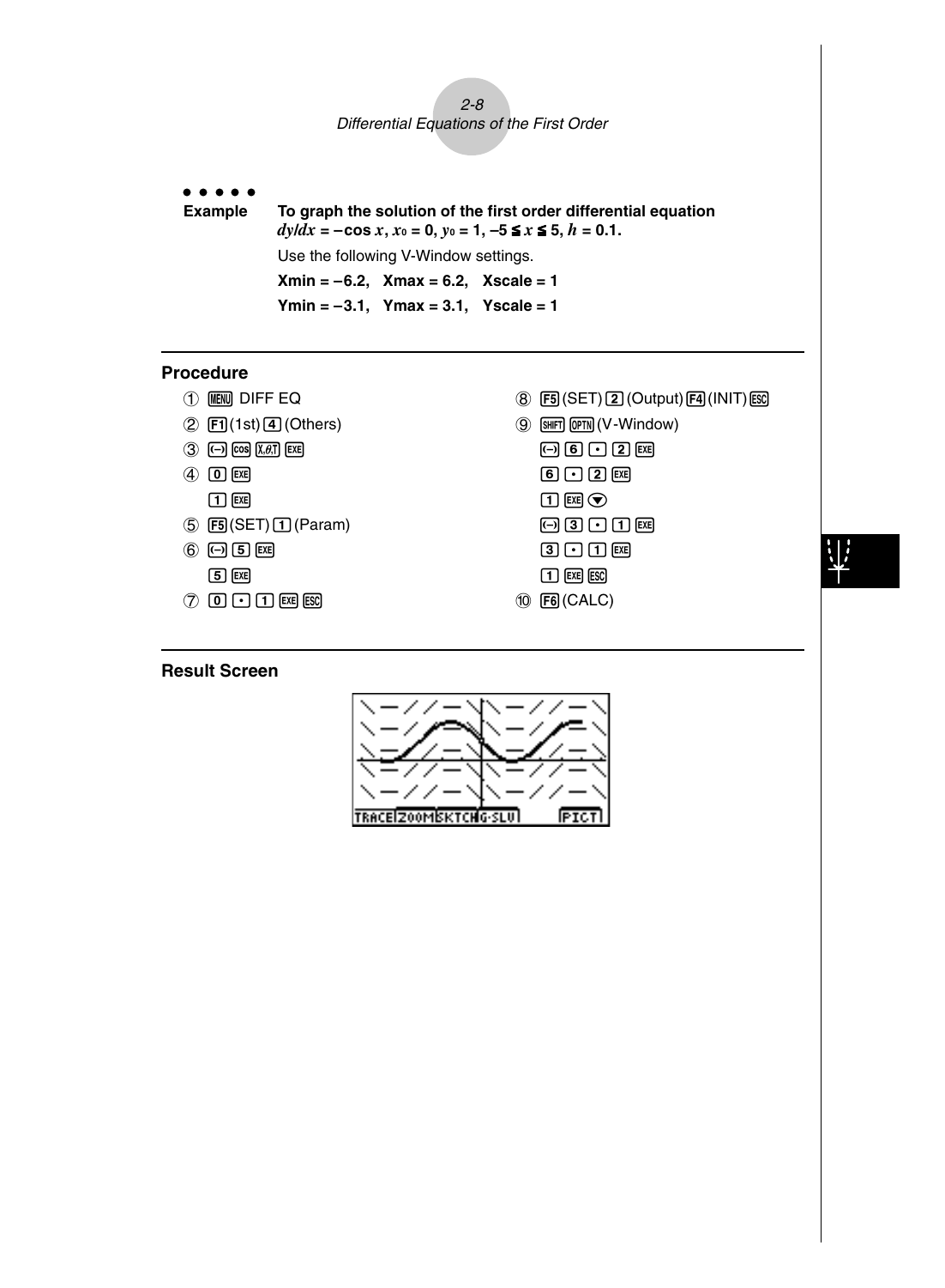●●●●●

**Example** **To graph the solution of the first order differential equation $dy/dx = -\cos x$, $x_0 = 0$, $y_0 = 1$, $-5 \leqq x \leqq 5$, $h = 0.1$.**

Use the following V-Window settings.

**Xmin = –6.2, Xmax = 6.2, Xscale = 1**

**Ymin = –3.1, Ymax = 3.1, Yscale = 1**

## Procedure

1. MENU DIFF EQ
2. F1 (1st) 4 (Others)
3. (–) cos X,θ,T EXE
4. 0 EXE
   1 EXE
5. F5 (SET) 1 (Param)
6. (–) 5 EXE
   5 EXE
7. 0 • 1 EXE ESC
8. F5 (SET) 2 (Output) F4 (INIT) ESC
9. SHIFT OPTN (V-Window)
   (–) 6 • 2 EXE
   6 • 2 EXE
   1 EXE ▼
   (–) 3 • 1 EXE
   3 • 1 EXE
   1 EXE ESC
10. F6 (CALC)

## Result Screen

TRACE ZOOM SKTCH G-SLV PICT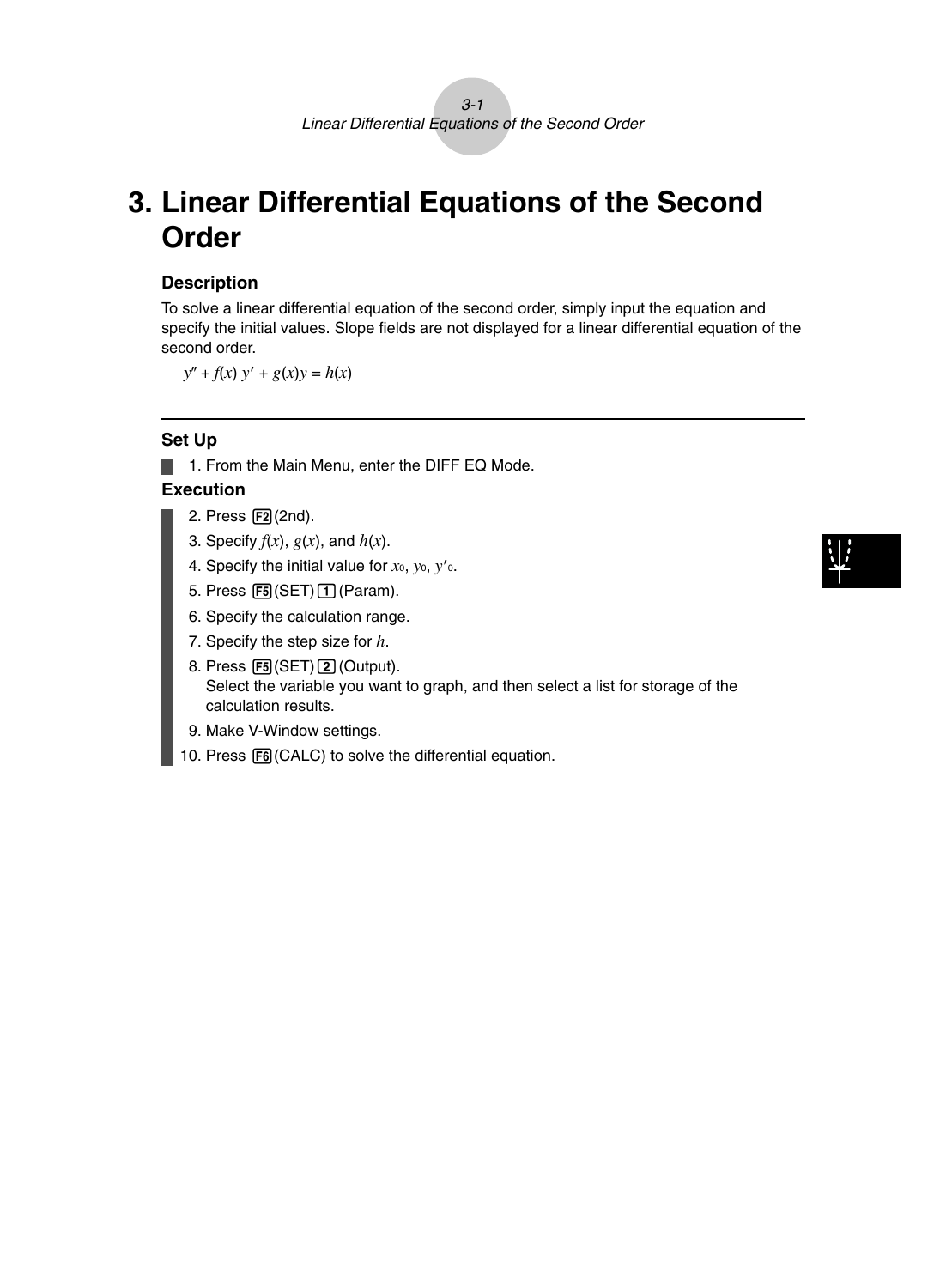# 3. Linear Differential Equations of the Second Order

### Description

To solve a linear differential equation of the second order, simply input the equation and specify the initial values. Slope fields are not displayed for a linear differential equation of the second order.

$$y'' + f(x)\,y' + g(x)y = h(x)$$

### Set Up

1. From the Main Menu, enter the DIFF EQ Mode.

### Execution

2. Press F2 (2nd).
3. Specify $f(x)$, $g(x)$, and $h(x)$.
4. Specify the initial value for $x_0$, $y_0$, $y'_0$.
5. Press F5 (SET) 1 (Param).
6. Specify the calculation range.
7. Specify the step size for $h$.
8. Press F5 (SET) 2 (Output).
   Select the variable you want to graph, and then select a list for storage of the calculation results.
9. Make V-Window settings.
10. Press F6 (CALC) to solve the differential equation.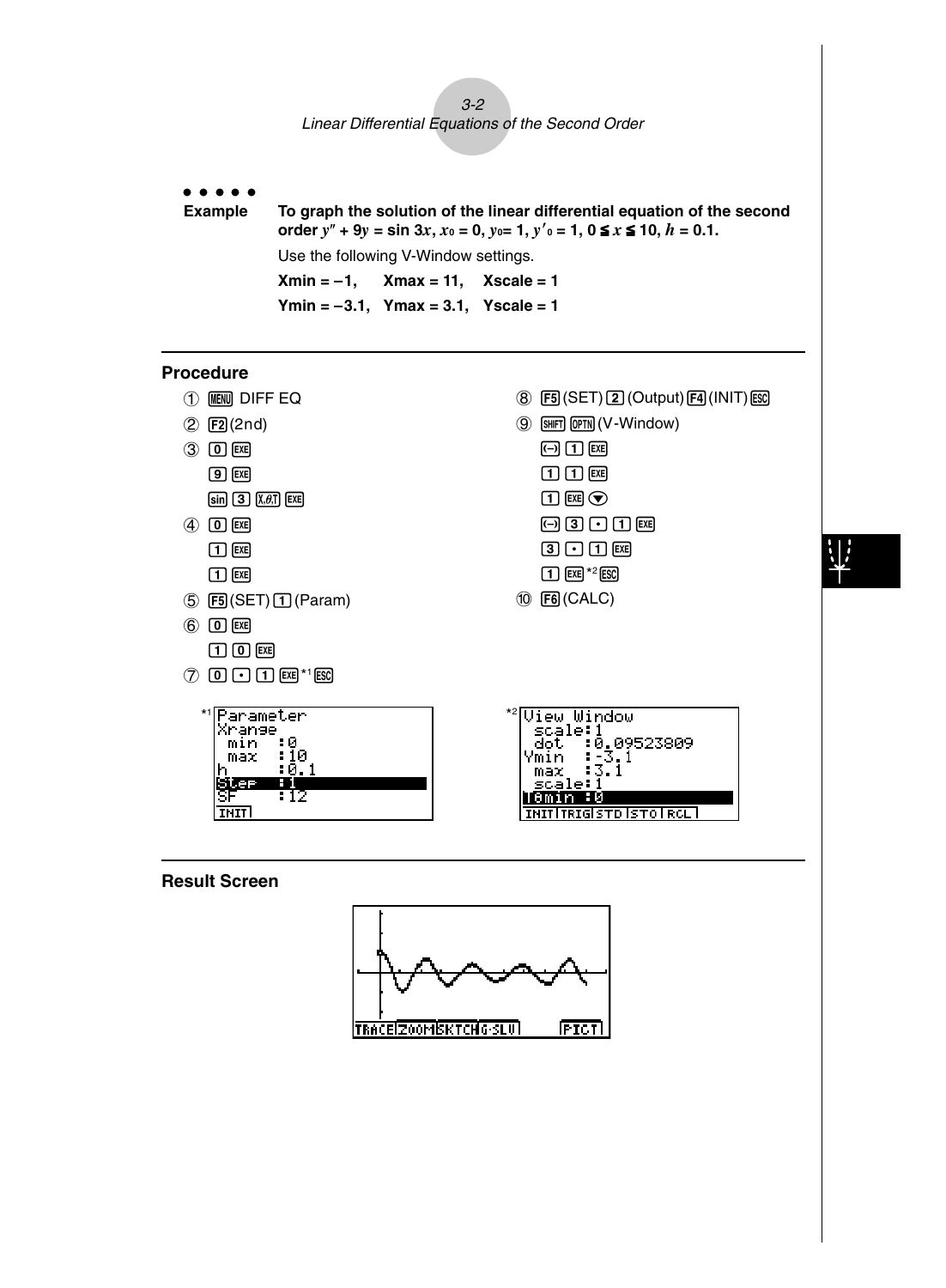# Example

**To graph the solution of the linear differential equation of the second order $y'' + 9y = \sin 3x$, $x_0 = 0$, $y_0 = 1$, $y'_0 = 1$, $0 \leqq x \leqq 10$, $h = 0.1$.**

Use the following V-Window settings.

**Xmin = –1, Xmax = 11, Xscale = 1**

**Ymin = –3.1, Ymax = 3.1, Yscale = 1**

## Procedure

1. MENU DIFF EQ
2. F2 (2nd)
3. 0 EXE
   9 EXE
   sin 3 X,θ,T EXE
4. 0 EXE
   1 EXE
   1 EXE
5. F5 (SET) 1 (Param)
6. 0 EXE
   1 0 EXE
7. 0 · 1 EXE [*1] ESC
8. F5 (SET) 2 (Output) F4 (INIT) ESC
9. SHIFT OPTN (V-Window)
   (–) 1 EXE
   1 1 EXE
   1 EXE ▼
   (–) 3 · 1 EXE
   3 · 1 EXE
   1 EXE [*2] ESC
10. F6 (CALC)

[*1]

```
Parameter
Xrange
 min  :0
 max  :10
h     :0.1
Step  :1
SF    :12
INIT
```

[*2]

```
View Window
 scale:1
 dot  :0.09523809
Ymin  :-3.1
 max  :3.1
 scale:1
Tθmin :0
INIT TRIG STD STO RCL
```

## Result Screen

```
TRACE ZOOM SKTCH G-SLV PICT
```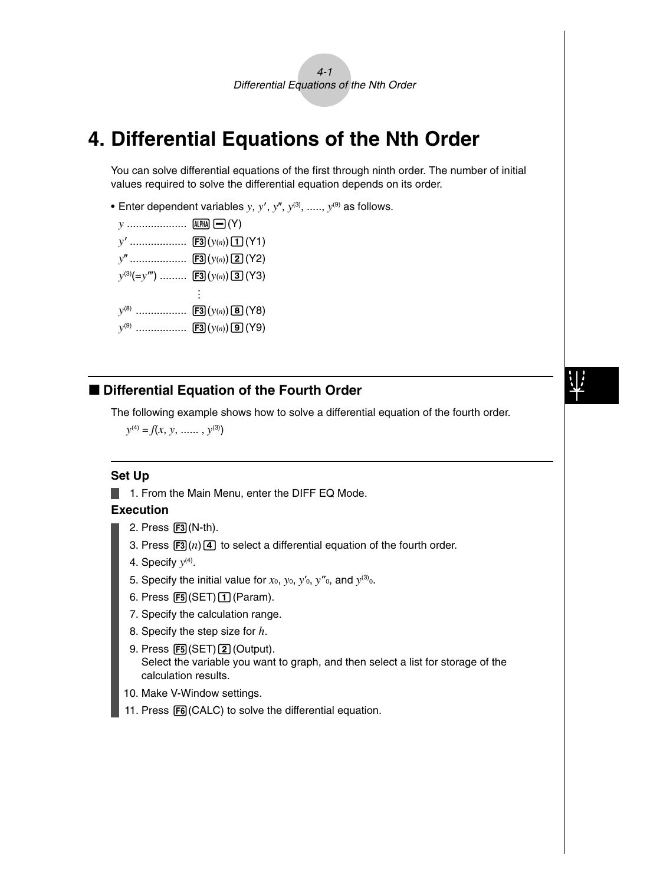# 4. Differential Equations of the Nth Order

You can solve differential equations of the first through ninth order. The number of initial values required to solve the differential equation depends on its order.

- Enter dependent variables $y$, $y'$, $y''$, $y^{(3)}$, ....., $y^{(9)}$ as follows.

  $y$ .................... ALPHA (−) (Y)
  $y'$ .................. F3 ($y(n)$) 1 (Y1)
  $y''$ .................. F3 ($y(n)$) 2 (Y2)
  $y^{(3)}(=y''')$ ......... F3 ($y(n)$) 3 (Y3)
  ⋮
  $y^{(8)}$ ................ F3 ($y(n)$) 8 (Y8)
  $y^{(9)}$ ................ F3 ($y(n)$) 9 (Y9)

## ■ Differential Equation of the Fourth Order

The following example shows how to solve a differential equation of the fourth order.

$y^{(4)} = f(x, y, ......, y^{(3)})$

### Set Up

1. From the Main Menu, enter the DIFF EQ Mode.

### Execution

2. Press F3 (N-th).
3. Press F3 ($n$) 4 to select a differential equation of the fourth order.
4. Specify $y^{(4)}$.
5. Specify the initial value for $x_0$, $y_0$, $y'_0$, $y''_0$, and $y^{(3)}_0$.
6. Press F5 (SET) 1 (Param).
7. Specify the calculation range.
8. Specify the step size for $h$.
9. Press F5 (SET) 2 (Output).
   Select the variable you want to graph, and then select a list for storage of the calculation results.
10. Make V-Window settings.
11. Press F6 (CALC) to solve the differential equation.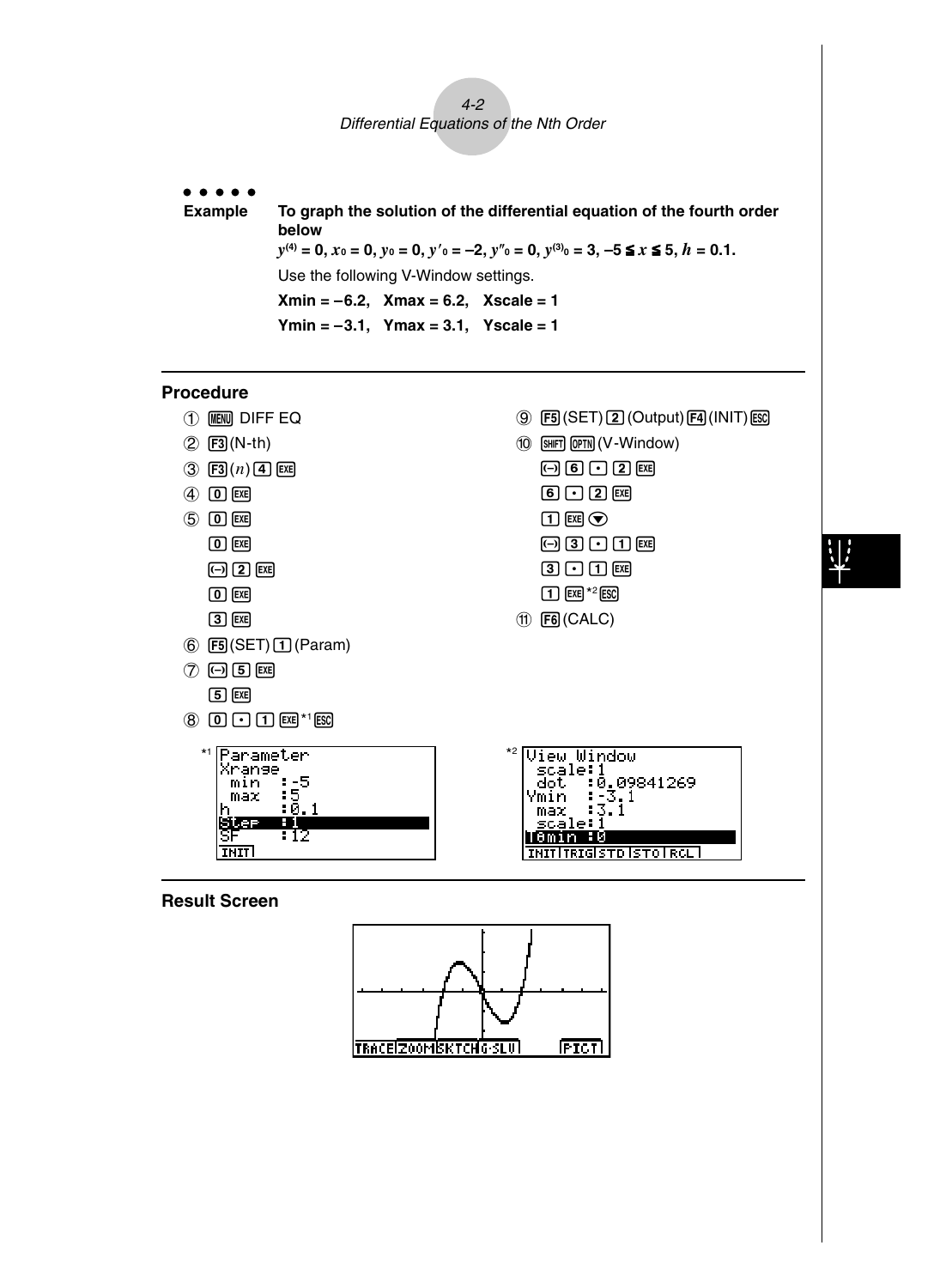●●●●●

**Example** **To graph the solution of the differential equation of the fourth order below**

$y^{(4)} = 0$, $x_0 = 0$, $y_0 = 0$, $y'_0 = -2$, $y''_0 = 0$, $y^{(3)}_0 = 3$, $-5 \leqq x \leqq 5$, $h = 0.1$.

Use the following V-Window settings.

**Xmin = −6.2, Xmax = 6.2, Xscale = 1**

**Ymin = −3.1, Ymax = 3.1, Yscale = 1**

## Procedure

1. MENU DIFF EQ
2. F3(N-th)
3. F3($n$) 4 EXE
4. 0 EXE
5. 0 EXE
   0 EXE
   (−) 2 EXE
   0 EXE
   3 EXE
6. F5(SET) 1 (Param)
7. (−) 5 EXE
   5 EXE
8. 0 . 1 EXE *1 ESC
9. F5(SET) 2 (Output) F4(INIT) ESC
10. SHIFT OPTN (V-Window)
    (−) 6 . 2 EXE
    6 . 2 EXE
    1 EXE ▼
    (−) 3 . 1 EXE
    3 . 1 EXE
    1 EXE *2 ESC
11. F6(CALC)

*1
```
Parameter
Xrange
 min   :-5
 max   :5
h      :0.1
Step   :1
SF     :12
INIT
```

*2
```
View Window
 scale:1
 dot  :0.09841269
Ymin  :-3.1
 max  :3.1
 scale:1
Tθmin :0
INIT TRIG STD STO RCL
```

## Result Screen

```
TRACE ZOOM SKTCH G-SLV   PICT
```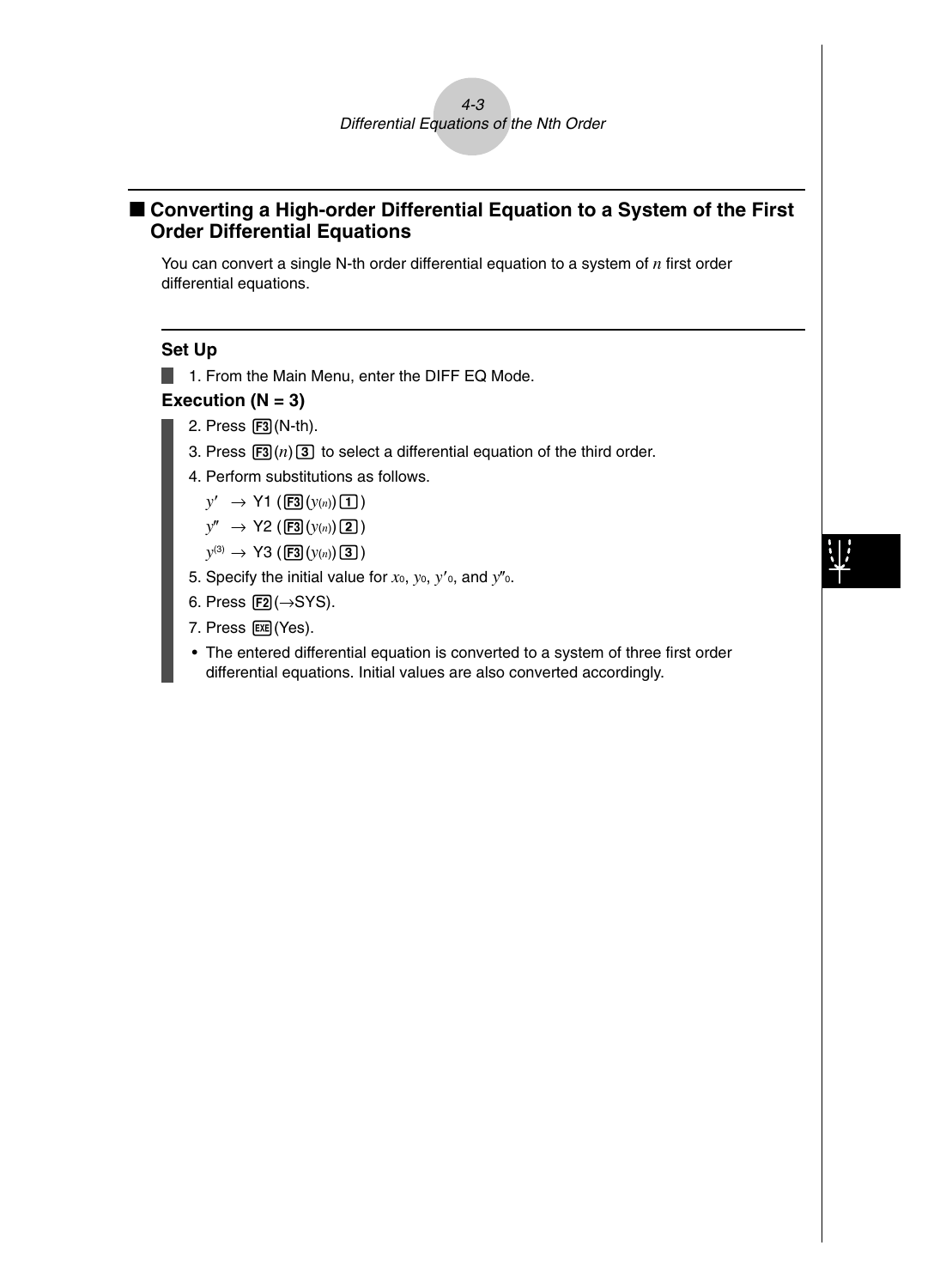## Converting a High-order Differential Equation to a System of the First Order Differential Equations

You can convert a single N-th order differential equation to a system of $n$ first order differential equations.

### Set Up

1. From the Main Menu, enter the DIFF EQ Mode.

### Execution (N = 3)

2. Press F3 (N-th).
3. Press F3 ($n$) 3 to select a differential equation of the third order.
4. Perform substitutions as follows.

   $y' \rightarrow$ Y1 (F3 ($y(n)$) 1)

   $y'' \rightarrow$ Y2 (F3 ($y(n)$) 2)

   $y^{(3)} \rightarrow$ Y3 (F3 ($y(n)$) 3)

5. Specify the initial value for $x_0$, $y_0$, $y'_0$, and $y''_0$.
6. Press F2 ($\rightarrow$SYS).
7. Press EXE (Yes).

- The entered differential equation is converted to a system of three first order differential equations. Initial values are also converted accordingly.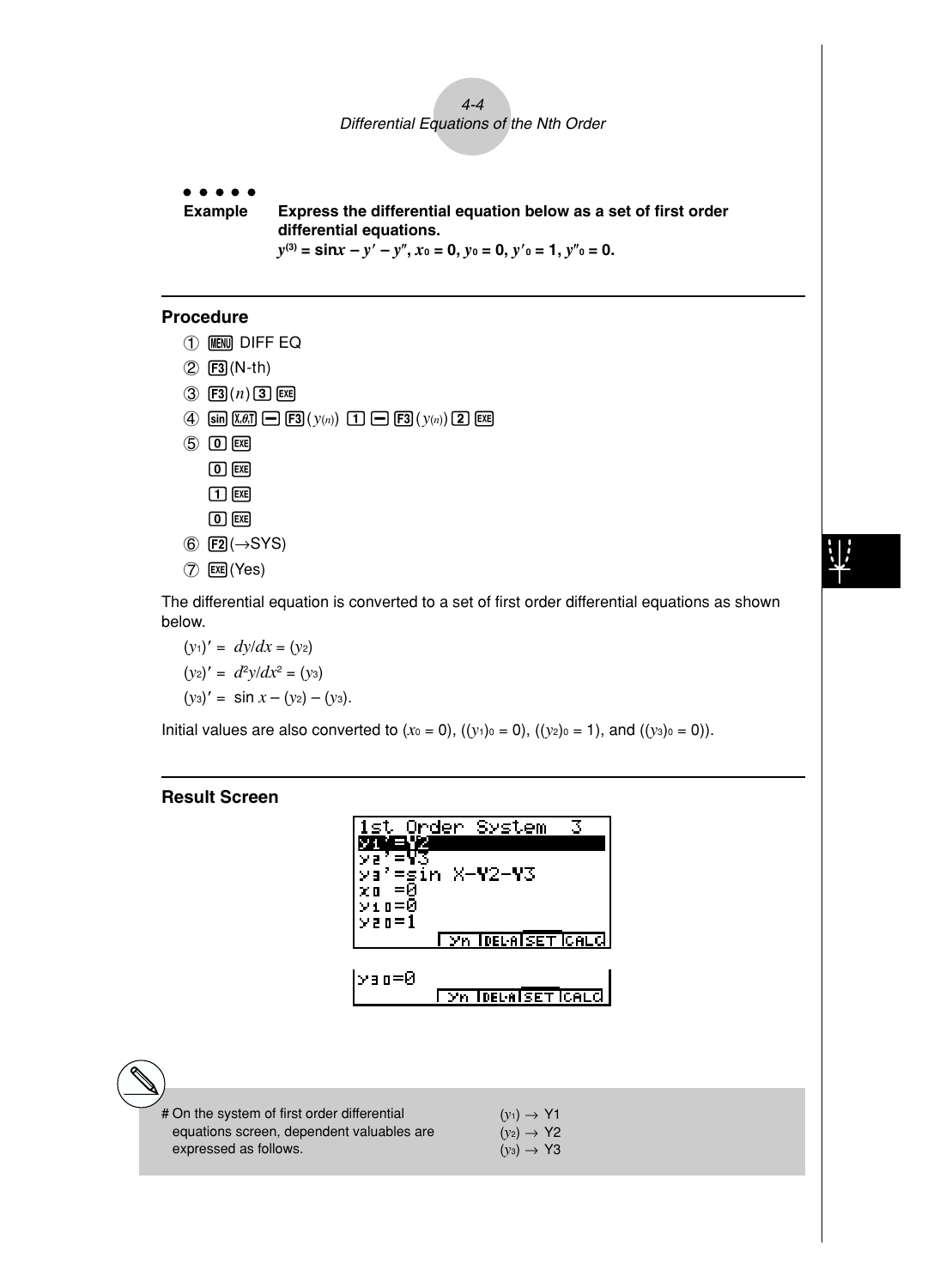# 4-4 Differential Equations of the Nth Order

●●●●●

**Example** **Express the differential equation below as a set of first order differential equations.**

$y^{(3)} = \sin x - y' - y''$, $x_0 = 0$, $y_0 = 0$, $y'_0 = 1$, $y''_0 = 0$.

## Procedure

① MENU DIFF EQ

② F3(N-th)

③ F3($n$) 3 EXE

④ sin X,θ,T − F3($y_{(n)}$) 1 − F3($y_{(n)}$) 2 EXE

⑤ 0 EXE

0 EXE

1 EXE

0 EXE

⑥ F2(→SYS)

⑦ EXE(Yes)

The differential equation is converted to a set of first order differential equations as shown below.

$(y_1)' = dy/dx = (y_2)$

$(y_2)' = d^2y/dx^2 = (y_3)$

$(y_3)' = \sin x - (y_2) - (y_3)$.

Initial values are also converted to ($x_0 = 0$), ($(y_1)_0 = 0$), ($(y_2)_0 = 1$), and ($(y_3)_0 = 0$)).

## Result Screen

```
1st Order System  3
y1'=Y2
y2'=Y3
y3'=sin X-Y2-Y3
x0 =0
y10=0
y20=1
     yn  DEL·A SET CALC
```

```
y30=0
     yn  DEL·A SET CALC
```

# On the system of first order differential equations screen, dependent valuables are expressed as follows.

$(y_1) \rightarrow$ Y1
$(y_2) \rightarrow$ Y2
$(y_3) \rightarrow$ Y3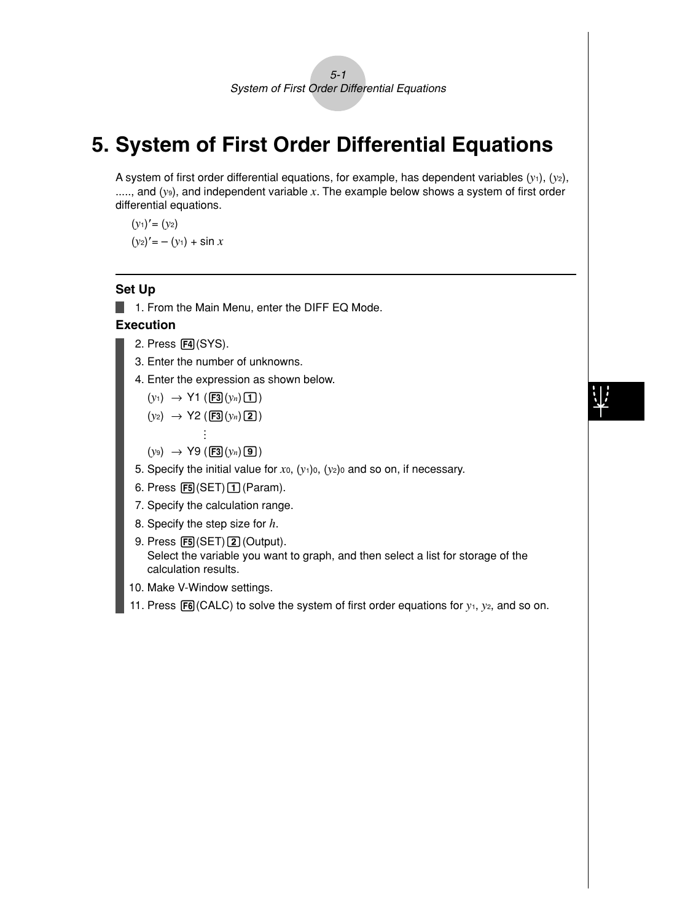# 5. System of First Order Differential Equations

A system of first order differential equations, for example, has dependent variables $(y_1)$, $(y_2)$, ....., and $(y_9)$, and independent variable $x$. The example below shows a system of first order differential equations.

$(y_1)' = (y_2)$

$(y_2)' = -(y_1) + \sin x$

---

### Set Up

1. From the Main Menu, enter the DIFF EQ Mode.

### Execution

2. Press F4(SYS).
3. Enter the number of unknowns.
4. Enter the expression as shown below.

   $(y_1) \rightarrow$ Y1 (F3($y_n$)1)

   $(y_2) \rightarrow$ Y2 (F3($y_n$)2)

   ⋮

   $(y_9) \rightarrow$ Y9 (F3($y_n$)9)

5. Specify the initial value for $x_0$, $(y_1)_0$, $(y_2)_0$ and so on, if necessary.
6. Press F5(SET)1(Param).
7. Specify the calculation range.
8. Specify the step size for $h$.
9. Press F5(SET)2(Output).
   Select the variable you want to graph, and then select a list for storage of the calculation results.
10. Make V-Window settings.
11. Press F6(CALC) to solve the system of first order equations for $y_1$, $y_2$, and so on.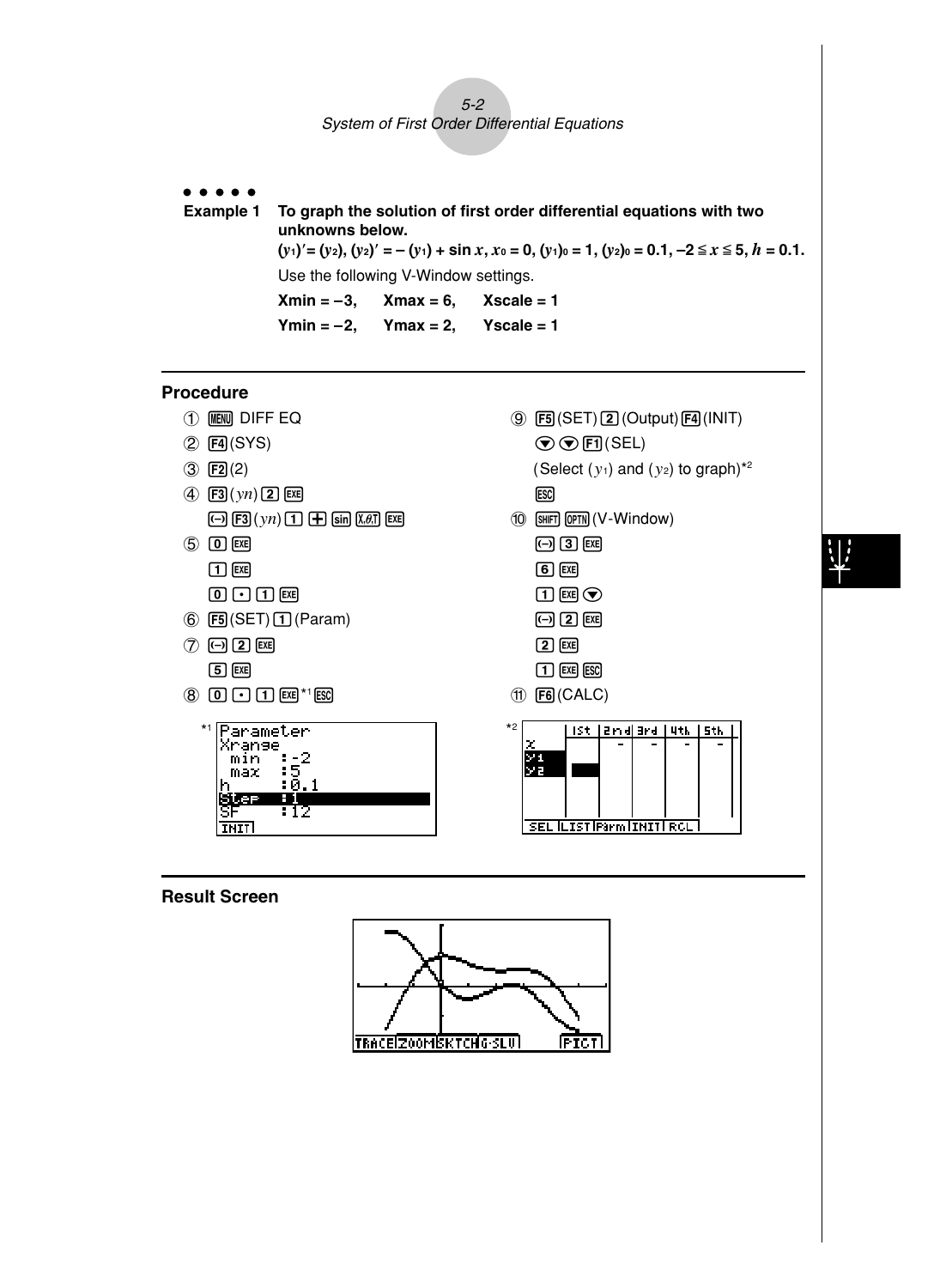## Example 1

**To graph the solution of first order differential equations with two unknowns below.**

**$(y_1)' = (y_2)$, $(y_2)' = -(y_1) + \sin x$, $x_0 = 0$, $(y_1)_0 = 1$, $(y_2)_0 = 0.1$, $-2 \leqq x \leqq 5$, $h = 0.1$.**

Use the following V-Window settings.

**Xmin = −3, Xmax = 6, Xscale = 1**

**Ymin = −2, Ymax = 2, Yscale = 1**

### Procedure

1. MENU DIFF EQ
2. F4(SYS)
3. F2(2)
4. F3($yn$) 2 EXE
   (−) F3($yn$) 1 + sin X,θ,T EXE
5. 0 EXE
   1 EXE
   0 • 1 EXE
6. F5(SET) 1 (Param)
7. (−) 2 EXE
   5 EXE
8. 0 • 1 EXE*1 ESC
9. F5(SET) 2 (Output) F4(INIT)
   ▼ ▼ F1(SEL)
   (Select ($y_1$) and ($y_2$) to graph)*2
   ESC
10. SHIFT OPTN (V-Window)
    (−) 3 EXE
    6 EXE
    1 EXE ▼
    (−) 2 EXE
    2 EXE
    1 EXE ESC
11. F6(CALC)

*1
```
Parameter
Xrange
 min   :-2
 max   :5
h      :0.1
Step   :1
SF     :12
INIT
```

*2
```
    |1st|2nd|3rd|4th|5th
x   |   | - | - | - | -
y1  |
y2  |
SEL LIST Parm INIT RCL
```

### Result Screen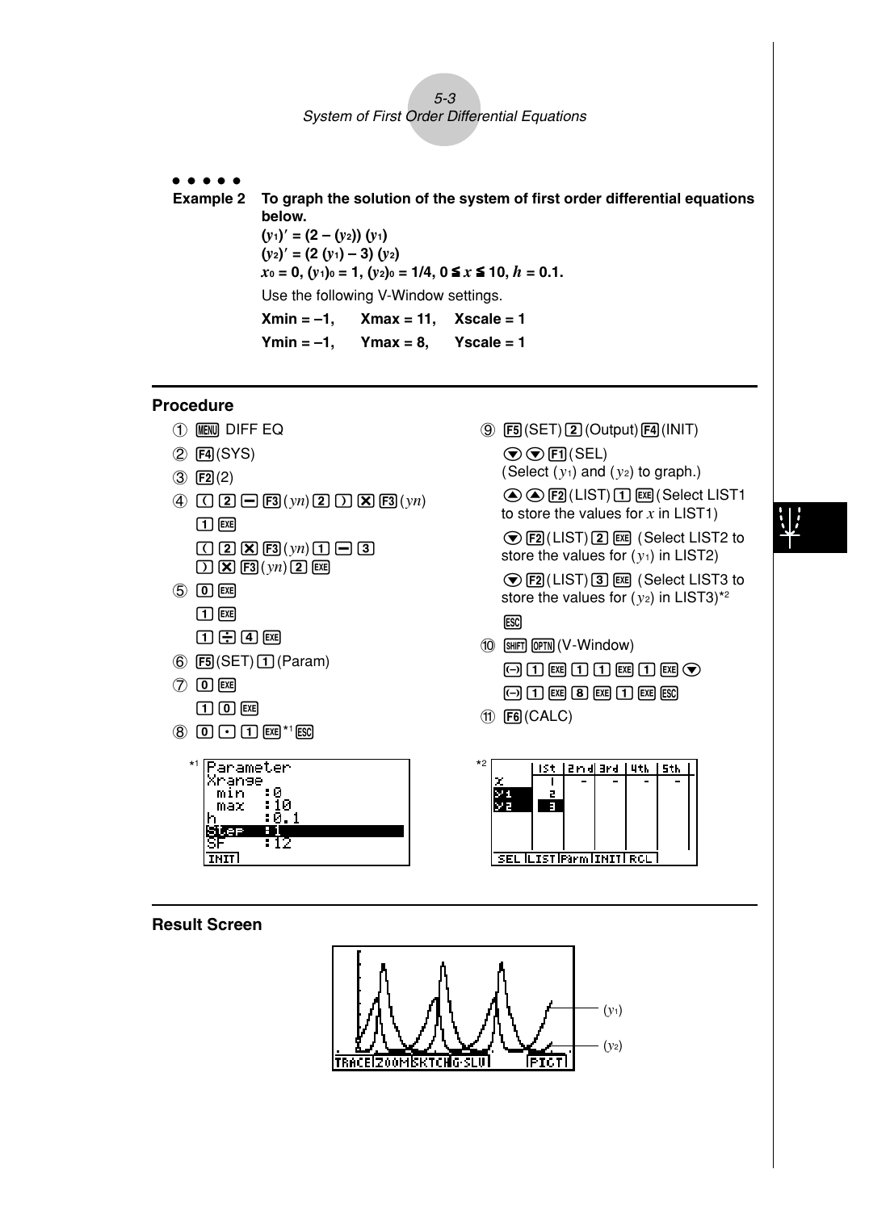● ● ● ● ●

**Example 2** **To graph the solution of the system of first order differential equations below.**

$(y_1)' = (2 - (y_2))\ (y_1)$

$(y_2)' = (2\ (y_1) - 3)\ (y_2)$

$x_0 = 0, (y_1)_0 = 1, (y_2)_0 = 1/4, 0 \leqq x \leqq 10, h = 0.1.$

Use the following V-Window settings.

**Xmin = –1, Xmax = 11, Xscale = 1**

**Ymin = –1, Ymax = 8, Yscale = 1**

## Procedure

1. MENU DIFF EQ
2. F4 (SYS)
3. F2 (2)
4. ( 2 − F3 ($yn$) 2 ) × F3 ($yn$) 1 EXE
   ( 2 × F3 ($yn$) 1 − 3 ) × F3 ($yn$) 2 EXE
5. 0 EXE
   1 EXE
   1 ÷ 4 EXE
6. F5 (SET) 1 (Param)
7. 0 EXE
   1 0 EXE
8. 0 . 1 EXE*1 ESC
9. F5 (SET) 2 (Output) F4 (INIT)
   ▼ ▼ F1 (SEL)
   (Select ($y_1$) and ($y_2$) to graph.)
   ▲ ▲ F2 (LIST) 1 EXE (Select LIST1 to store the values for $x$ in LIST1)
   ▼ F2 (LIST) 2 EXE (Select LIST2 to store the values for ($y_1$) in LIST2)
   ▼ F2 (LIST) 3 EXE (Select LIST3 to store the values for ($y_2$) in LIST3)*2
   ESC
10. SHIFT OPTN (V-Window)
    (−) 1 EXE 1 1 EXE 1 EXE ▼
    (−) 1 EXE 8 EXE 1 EXE ESC
11. F6 (CALC)

*1

```
Parameter
Xrange
 min  :0
 max  :10
h     :0.1
Step  :1
SF    :12
INIT
```

*2

|  | 1st | 2nd | 3rd | 4th | 5th |
|---|---|---|---|---|---|
| x | 1 | - | - | - | - |
| y1 | 2 |  |  |  |  |
| y2 | 3 |  |  |  |  |

SEL | LIST | Parm | INIT | RCL

## Result Screen

($y_1$)

($y_2$)

TRACE | ZOOM | SKTCH | G-SLV | | PICT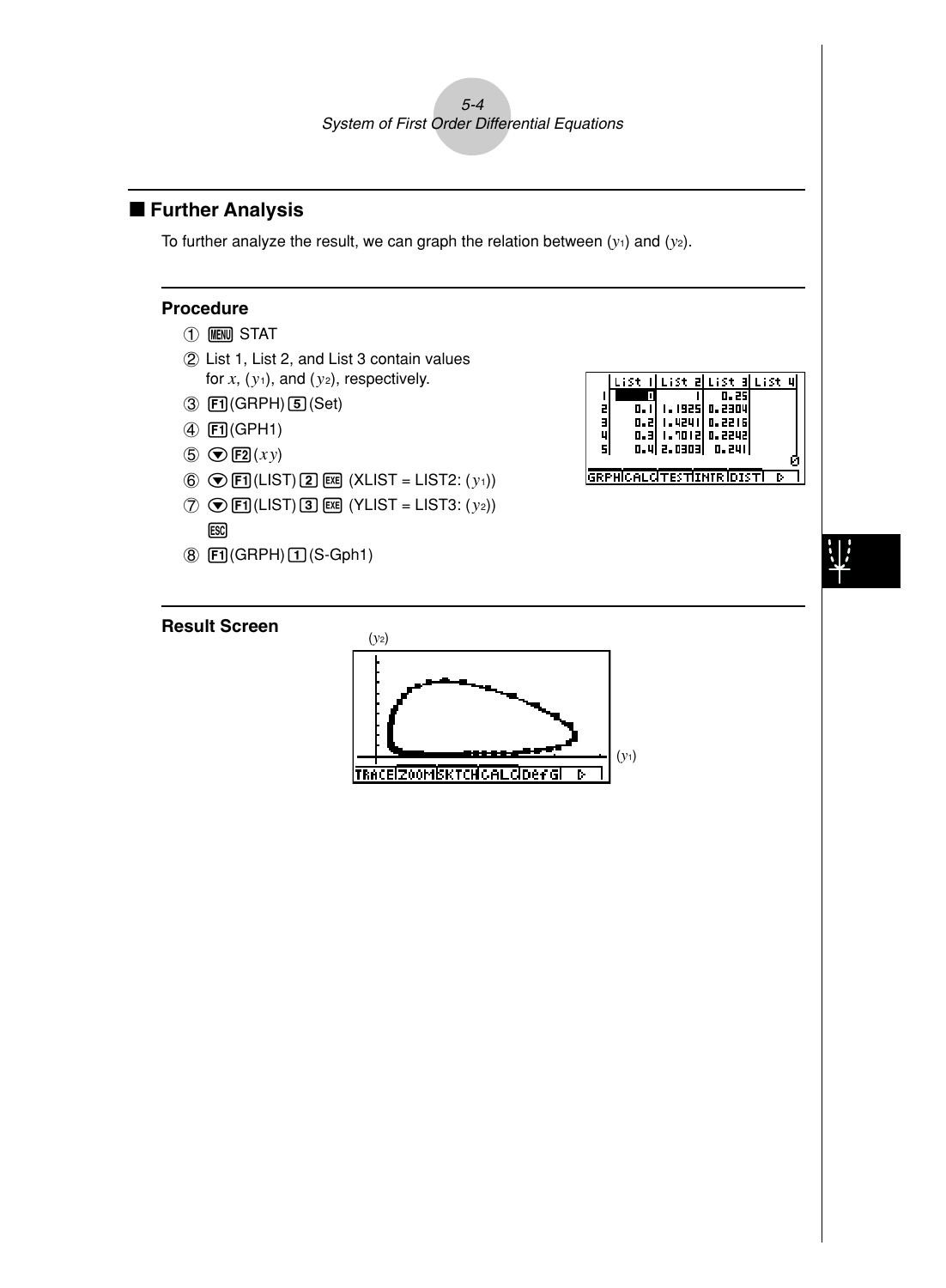## ■ Further Analysis

To further analyze the result, we can graph the relation between ($y_1$) and ($y_2$).

### Procedure

1. MENU STAT
2. List 1, List 2, and List 3 contain values for $x$, ($y_1$), and ($y_2$), respectively.
3. F1(GRPH) 5(Set)
4. F1(GPH1)
5. ▼ F2($xy$)
6. ▼ F1(LIST) 2 EXE (XLIST = LIST2: ($y_1$))
7. ▼ F1(LIST) 3 EXE (YLIST = LIST3: ($y_2$)) ESC
8. F1(GRPH) 1(S-Gph1)

| | List 1 | List 2 | List 3 | List 4 |
|---|---|---|---|---|
| 1 | 0 | 1 | 0.25 | |
| 2 | 0.1 | 1.1925 | 0.2304 | |
| 3 | 0.2 | 1.4241 | 0.2216 | |
| 4 | 0.3 | 1.7012 | 0.2242 | |
| 5 | 0.4 | 2.0303 | 0.241 | |

GRPH CALC TEST INTR DIST ▷

### Result Screen

($y_2$)

($y_1$)

TRACE ZOOM SKTCH CALC DefG ▷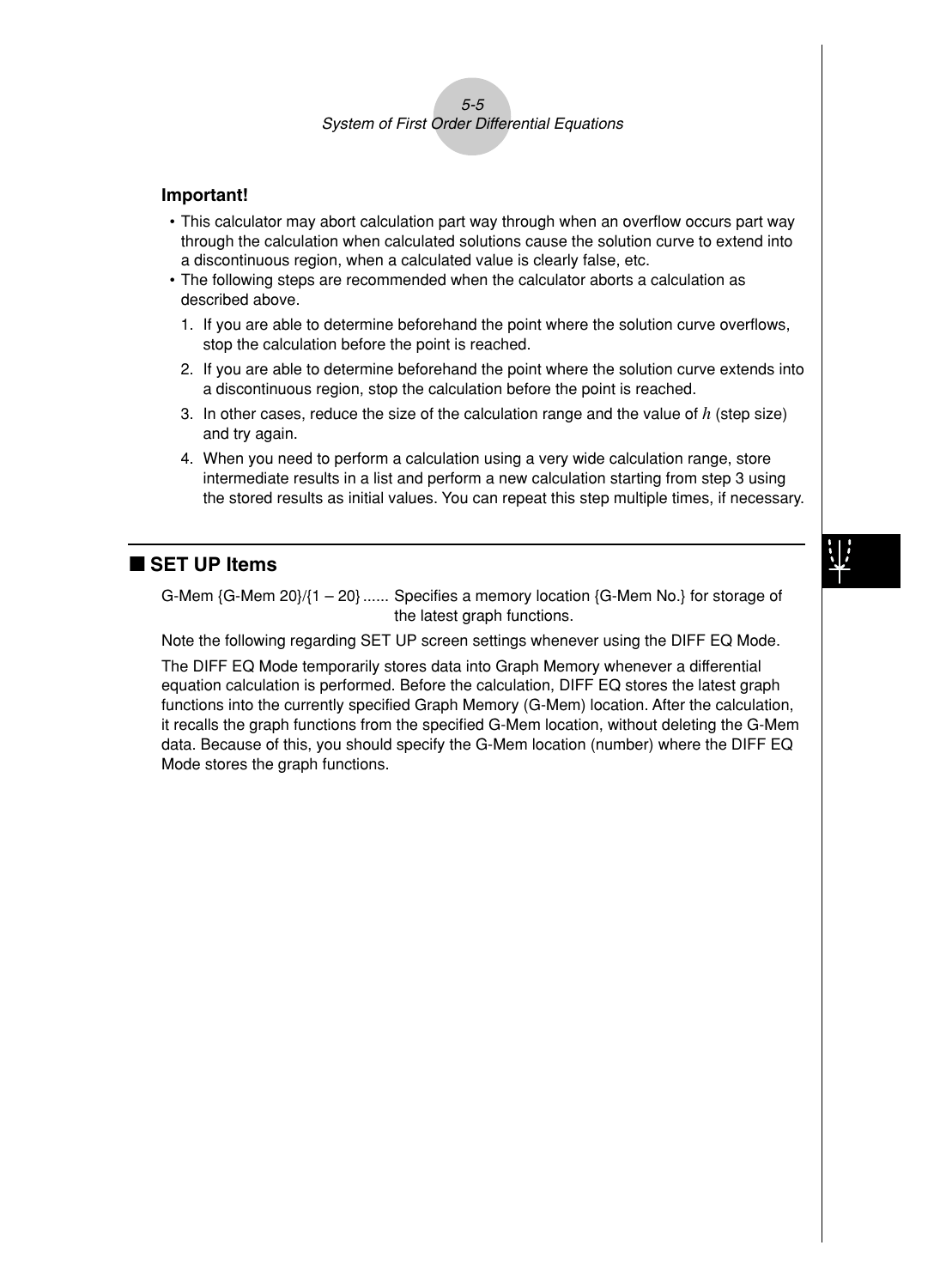**Important!**

- This calculator may abort calculation part way through when an overflow occurs part way through the calculation when calculated solutions cause the solution curve to extend into a discontinuous region, when a calculated value is clearly false, etc.
- The following steps are recommended when the calculator aborts a calculation as described above.
  1. If you are able to determine beforehand the point where the solution curve overflows, stop the calculation before the point is reached.
  2. If you are able to determine beforehand the point where the solution curve extends into a discontinuous region, stop the calculation before the point is reached.
  3. In other cases, reduce the size of the calculation range and the value of $h$ (step size) and try again.
  4. When you need to perform a calculation using a very wide calculation range, store intermediate results in a list and perform a new calculation starting from step 3 using the stored results as initial values. You can repeat this step multiple times, if necessary.

## ■ SET UP Items

G-Mem {G-Mem 20}/{1 – 20} ...... Specifies a memory location {G-Mem No.} for storage of the latest graph functions.

Note the following regarding SET UP screen settings whenever using the DIFF EQ Mode.

The DIFF EQ Mode temporarily stores data into Graph Memory whenever a differential equation calculation is performed. Before the calculation, DIFF EQ stores the latest graph functions into the currently specified Graph Memory (G-Mem) location. After the calculation, it recalls the graph functions from the specified G-Mem location, without deleting the G-Mem data. Because of this, you should specify the G-Mem location (number) where the DIFF EQ Mode stores the graph functions.